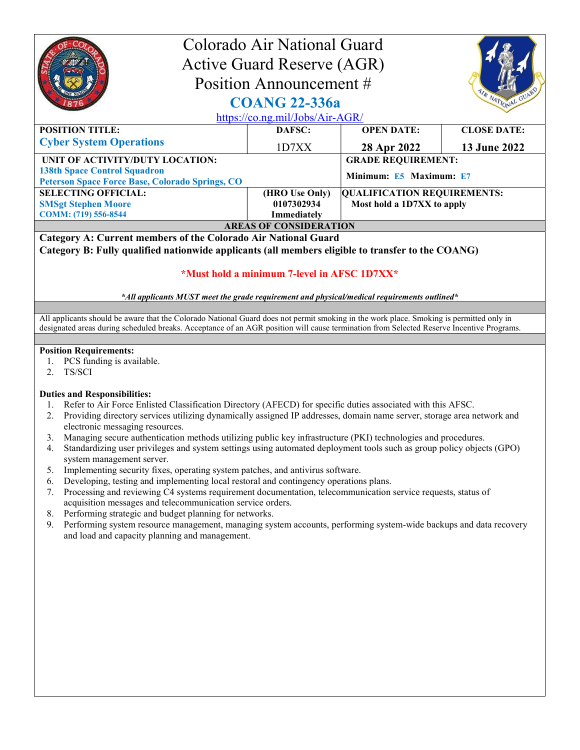# Colorado Air National Guard
# Active Guard Reserve (AGR)
# Position Announcement #
# COANG 22-336a

https://co.ng.mil/Jobs/Air-AGR/

| POSITION TITLE: | DAFSC: | OPEN DATE: | CLOSE DATE: |
|---|---|---|---|
| **Cyber System Operations** | 1D7XX | **28 Apr 2022** | **13 June 2022** |
| **UNIT OF ACTIVITY/DUTY LOCATION:** **138th Space Control Squadron** **Peterson Space Force Base, Colorado Springs, CO** | | **GRADE REQUIREMENT:** **Minimum:** E5 **Maximum:** E7 | |
| **SELECTING OFFICIAL:** **SMSgt Stephen Moore** **COMM: (719) 556-8544** | **(HRO Use Only)** **0107302934** **Immediately** | **QUALIFICATION REQUIREMENTS:** **Most hold a 1D7XX to apply** | |

## AREAS OF CONSIDERATION

**Category A: Current members of the Colorado Air National Guard**

**Category B: Fully qualified nationwide applicants (all members eligible to transfer to the COANG)**

**\*Must hold a minimum 7-level in AFSC 1D7XX\***

***All applicants MUST meet the grade requirement and physical/medical requirements outlined***

All applicants should be aware that the Colorado National Guard does not permit smoking in the work place. Smoking is permitted only in designated areas during scheduled breaks. Acceptance of an AGR position will cause termination from Selected Reserve Incentive Programs.

**Position Requirements:**

1. PCS funding is available.
2. TS/SCI

**Duties and Responsibilities:**

1. Refer to Air Force Enlisted Classification Directory (AFECD) for specific duties associated with this AFSC.
2. Providing directory services utilizing dynamically assigned IP addresses, domain name server, storage area network and electronic messaging resources.
3. Managing secure authentication methods utilizing public key infrastructure (PKI) technologies and procedures.
4. Standardizing user privileges and system settings using automated deployment tools such as group policy objects (GPO) system management server.
5. Implementing security fixes, operating system patches, and antivirus software.
6. Developing, testing and implementing local restoral and contingency operations plans.
7. Processing and reviewing C4 systems requirement documentation, telecommunication service requests, status of acquisition messages and telecommunication service orders.
8. Performing strategic and budget planning for networks.
9. Performing system resource management, managing system accounts, performing system-wide backups and data recovery and load and capacity planning and management.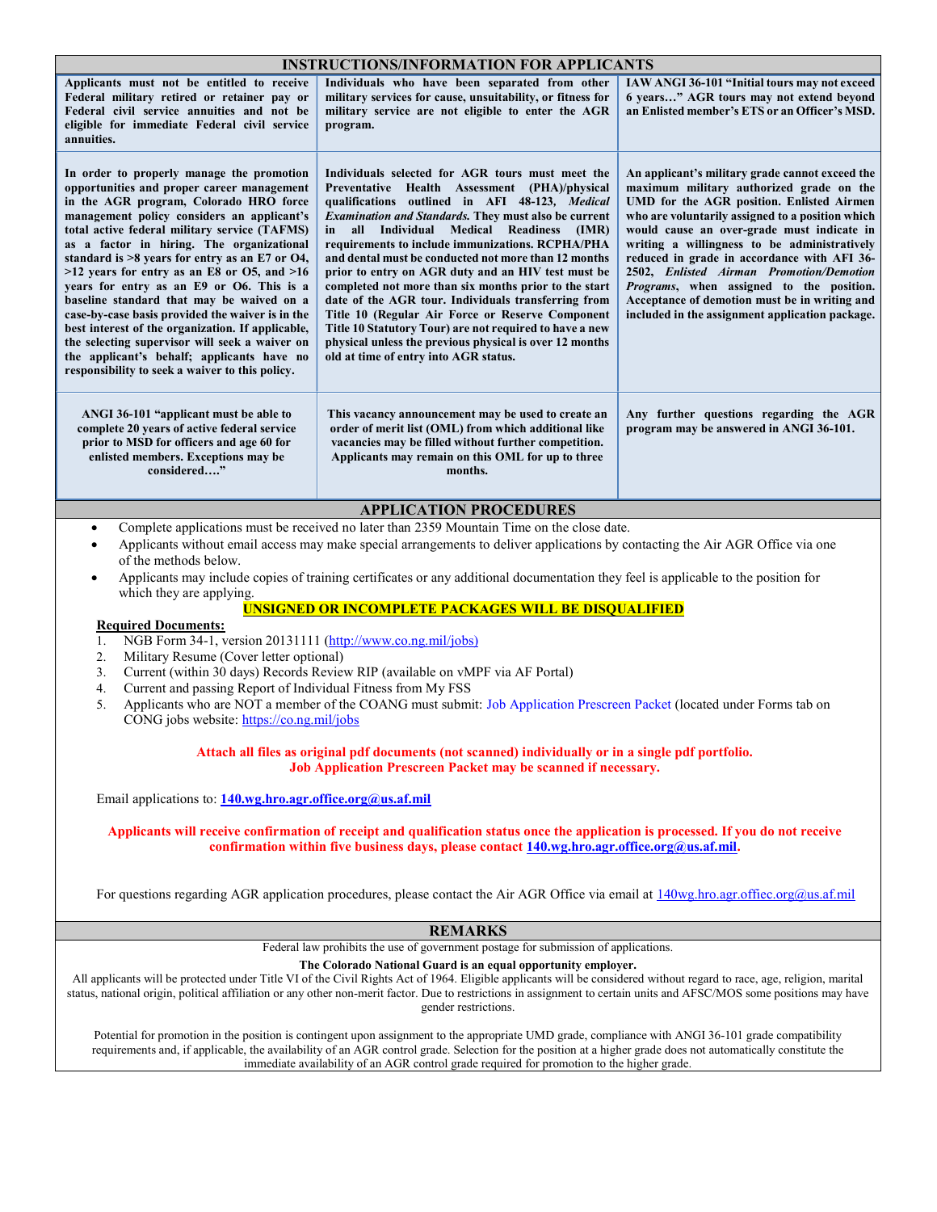## INSTRUCTIONS/INFORMATION FOR APPLICANTS

| | | |
|---|---|---|
| **Applicants must not be entitled to receive Federal military retired or retainer pay or Federal civil service annuities and not be eligible for immediate Federal civil service annuities.** | **Individuals who have been separated from other military services for cause, unsuitability, or fitness for military service are not eligible to enter the AGR program.** | **IAW ANGI 36-101 "Initial tours may not exceed 6 years…" AGR tours may not extend beyond an Enlisted member's ETS or an Officer's MSD.** |
| **In order to properly manage the promotion opportunities and proper career management in the AGR program, Colorado HRO force management policy considers an applicant's total active federal military service (TAFMS) as a factor in hiring. The organizational standard is >8 years for entry as an E7 or O4, >12 years for entry as an E8 or O5, and >16 years for entry as an E9 or O6. This is a baseline standard that may be waived on a case-by-case basis provided the waiver is in the best interest of the organization. If applicable, the selecting supervisor will seek a waiver on the applicant's behalf; applicants have no responsibility to seek a waiver to this policy.** | **Individuals selected for AGR tours must meet the Preventative Health Assessment (PHA)/physical qualifications outlined in AFI 48-123, *Medical Examination and Standards.* They must also be current in all Individual Medical Readiness (IMR) requirements to include immunizations. RCPHA/PHA and dental must be conducted not more than 12 months prior to entry on AGR duty and an HIV test must be completed not more than six months prior to the start date of the AGR tour. Individuals transferring from Title 10 (Regular Air Force or Reserve Component Title 10 Statutory Tour) are not required to have a new physical unless the previous physical is over 12 months old at time of entry into AGR status.** | **An applicant's military grade cannot exceed the maximum military authorized grade on the UMD for the AGR position. Enlisted Airmen who are voluntarily assigned to a position which would cause an over-grade must indicate in writing a willingness to be administratively reduced in grade in accordance with AFI 36-2502, *Enlisted Airman Promotion/Demotion Programs*, when assigned to the position. Acceptance of demotion must be in writing and included in the assignment application package.** |
| **ANGI 36-101 "applicant must be able to complete 20 years of active federal service prior to MSD for officers and age 60 for enlisted members. Exceptions may be considered…."** | **This vacancy announcement may be used to create an order of merit list (OML) from which additional like vacancies may be filled without further competition. Applicants may remain on this OML for up to three months.** | **Any further questions regarding the AGR program may be answered in ANGI 36-101.** |

## APPLICATION PROCEDURES

- Complete applications must be received no later than 2359 Mountain Time on the close date.
- Applicants without email access may make special arrangements to deliver applications by contacting the Air AGR Office via one of the methods below.
- Applicants may include copies of training certificates or any additional documentation they feel is applicable to the position for which they are applying.

**UNSIGNED OR INCOMPLETE PACKAGES WILL BE DISQUALIFIED**

**Required Documents:**

1. NGB Form 34-1, version 20131111 (http://www.co.ng.mil/jobs)
2. Military Resume (Cover letter optional)
3. Current (within 30 days) Records Review RIP (available on vMPF via AF Portal)
4. Current and passing Report of Individual Fitness from My FSS
5. Applicants who are NOT a member of the COANG must submit: Job Application Prescreen Packet (located under Forms tab on CONG jobs website: https://co.ng.mil/jobs

**Attach all files as original pdf documents (not scanned) individually or in a single pdf portfolio. Job Application Prescreen Packet may be scanned if necessary.**

Email applications to: **140.wg.hro.agr.office.org@us.af.mil**

**Applicants will receive confirmation of receipt and qualification status once the application is processed. If you do not receive confirmation within five business days, please contact 140.wg.hro.agr.office.org@us.af.mil.**

For questions regarding AGR application procedures, please contact the Air AGR Office via email at 140wg.hro.agr.offiec.org@us.af.mil

## REMARKS

Federal law prohibits the use of government postage for submission of applications.

**The Colorado National Guard is an equal opportunity employer.**

All applicants will be protected under Title VI of the Civil Rights Act of 1964. Eligible applicants will be considered without regard to race, age, religion, marital status, national origin, political affiliation or any other non-merit factor. Due to restrictions in assignment to certain units and AFSC/MOS some positions may have gender restrictions.

Potential for promotion in the position is contingent upon assignment to the appropriate UMD grade, compliance with ANGI 36-101 grade compatibility requirements and, if applicable, the availability of an AGR control grade. Selection for the position at a higher grade does not automatically constitute the immediate availability of an AGR control grade required for promotion to the higher grade.